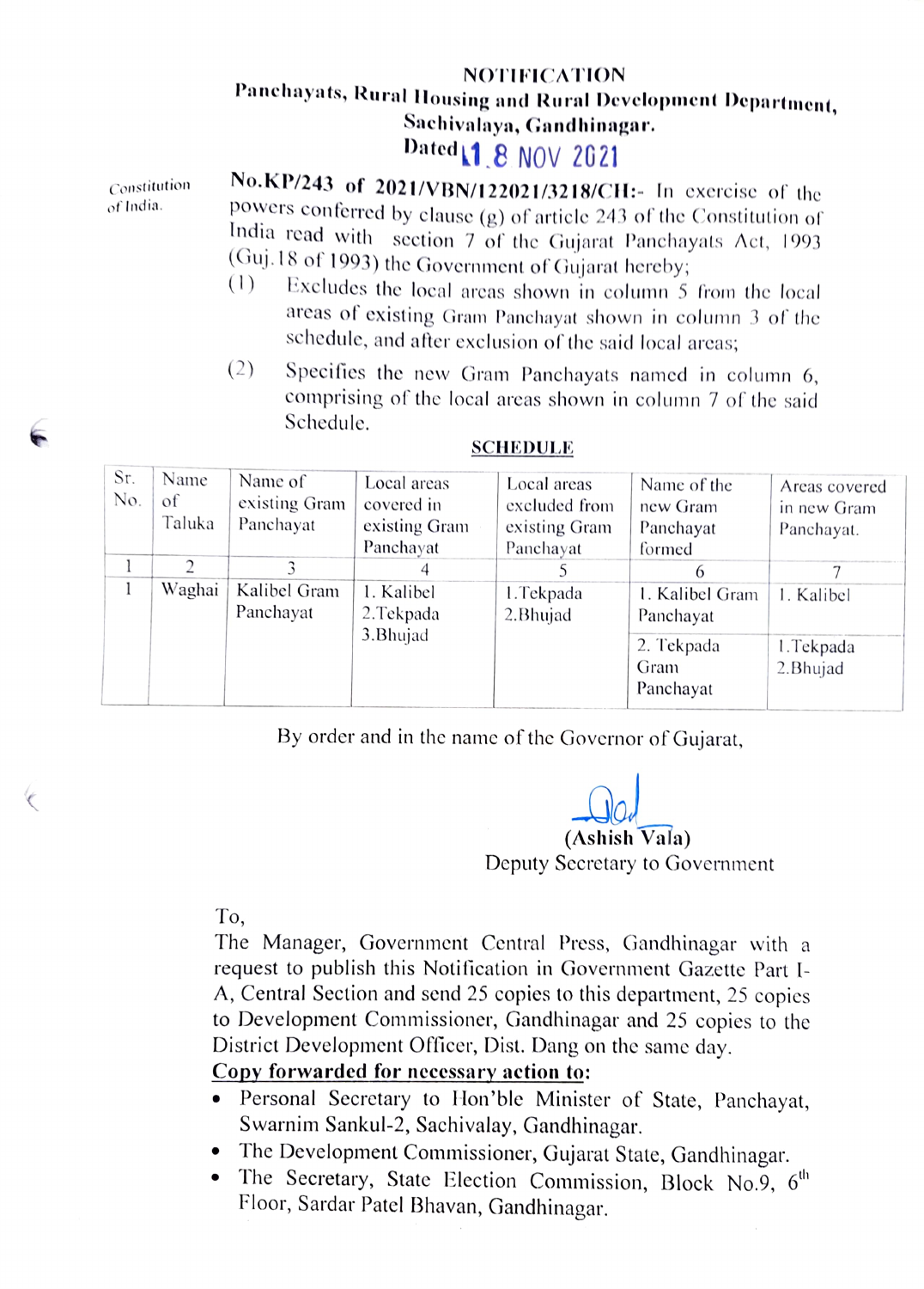# NOTIFICATION

**Panchayats, Rural Housing and Rural Development Department,**
**Sachivalaya, Gandhinagar.**
**Dated** 18 NOV 2021

Constitution of India.

**No.KP/243 of 2021/VBN/122021/3218/CH:-** In exercise of the powers conferred by clause (g) of article 243 of the Constitution of India read with section 7 of the Gujarat Panchayats Act, 1993 (Guj.18 of 1993) the Government of Gujarat hereby;

(1) Excludes the local areas shown in column 5 from the local areas of existing Gram Panchayat shown in column 3 of the schedule, and after exclusion of the said local areas;

(2) Specifies the new Gram Panchayats named in column 6, comprising of the local areas shown in column 7 of the said Schedule.

**SCHEDULE**

| Sr. No. | Name of Taluka | Name of existing Gram Panchayat | Local areas covered in existing Gram Panchayat | Local areas excluded from existing Gram Panchayat | Name of the new Gram Panchayat formed | Areas covered in new Gram Panchayat. |
|---|---|---|---|---|---|---|
| 1 | 2 | 3 | 4 | 5 | 6 | 7 |
| 1 | Waghai | Kalibel Gram Panchayat | 1. Kalibel<br>2.Tekpada<br>3.Bhujad | 1.Tekpada<br>2.Bhujad | 1. Kalibel Gram Panchayat | 1. Kalibel |
| | | | | | 2. Tekpada Gram Panchayat | 1.Tekpada<br>2.Bhujad |

By order and in the name of the Governor of Gujarat,

(Ashish Vala)
Deputy Secretary to Government

To,
The Manager, Government Central Press, Gandhinagar with a request to publish this Notification in Government Gazette Part I-A, Central Section and send 25 copies to this department, 25 copies to Development Commissioner, Gandhinagar and 25 copies to the District Development Officer, Dist. Dang on the same day.

**Copy forwarded for necessary action to:**

- Personal Secretary to Hon'ble Minister of State, Panchayat, Swarnim Sankul-2, Sachivalay, Gandhinagar.
- The Development Commissioner, Gujarat State, Gandhinagar.
- The Secretary, State Election Commission, Block No.9, 6th Floor, Sardar Patel Bhavan, Gandhinagar.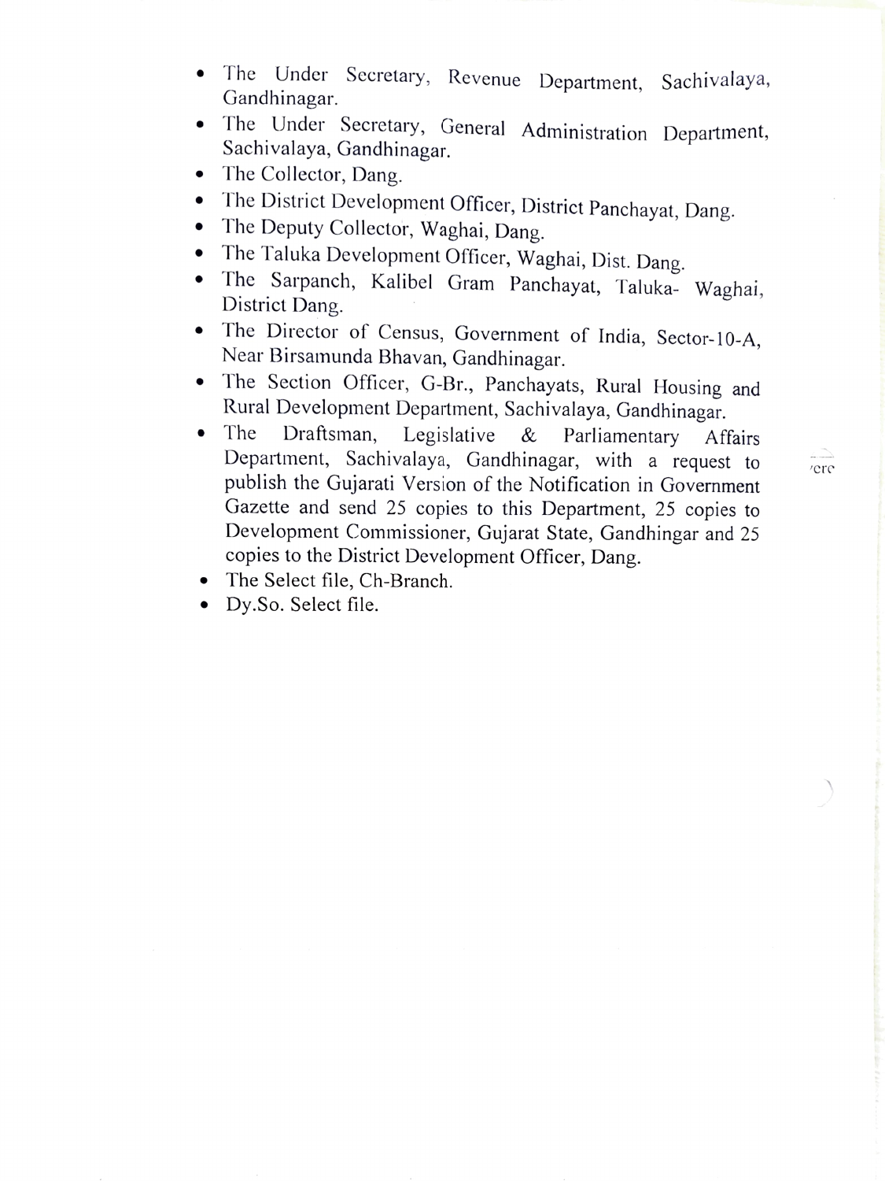- The Under Secretary, Revenue Department, Sachivalaya, Gandhinagar.
- The Under Secretary, General Administration Department, Sachivalaya, Gandhinagar.
- The Collector, Dang.
- The District Development Officer, District Panchayat, Dang.
- The Deputy Collector, Waghai, Dang.
- The Taluka Development Officer, Waghai, Dist. Dang.
- The Sarpanch, Kalibel Gram Panchayat, Taluka- Waghai, District Dang.
- The Director of Census, Government of India, Sector-10-A, Near Birsamunda Bhavan, Gandhinagar.
- The Section Officer, G-Br., Panchayats, Rural Housing and Rural Development Department, Sachivalaya, Gandhinagar.
- The Draftsman, Legislative & Parliamentary Affairs Department, Sachivalaya, Gandhinagar, with a request to publish the Gujarati Version of the Notification in Government Gazette and send 25 copies to this Department, 25 copies to Development Commissioner, Gujarat State, Gandhingar and 25 copies to the District Development Officer, Dang.
- The Select file, Ch-Branch.
- Dy.So. Select file.